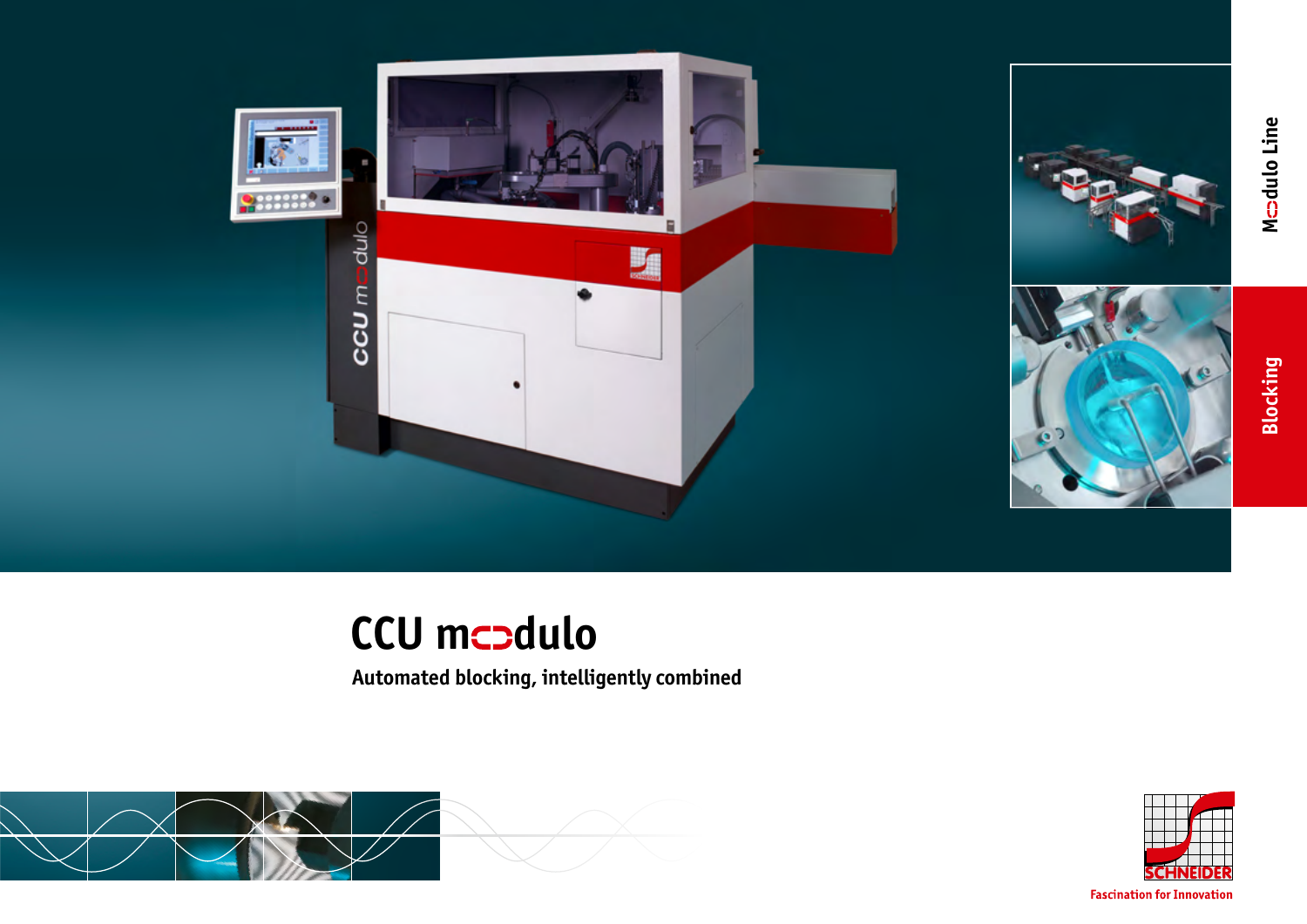Modulo Line

Blocking

# CCU modulo

**Automated blocking, intelligently combined**

SCHNEIDER

Fascination for Innovation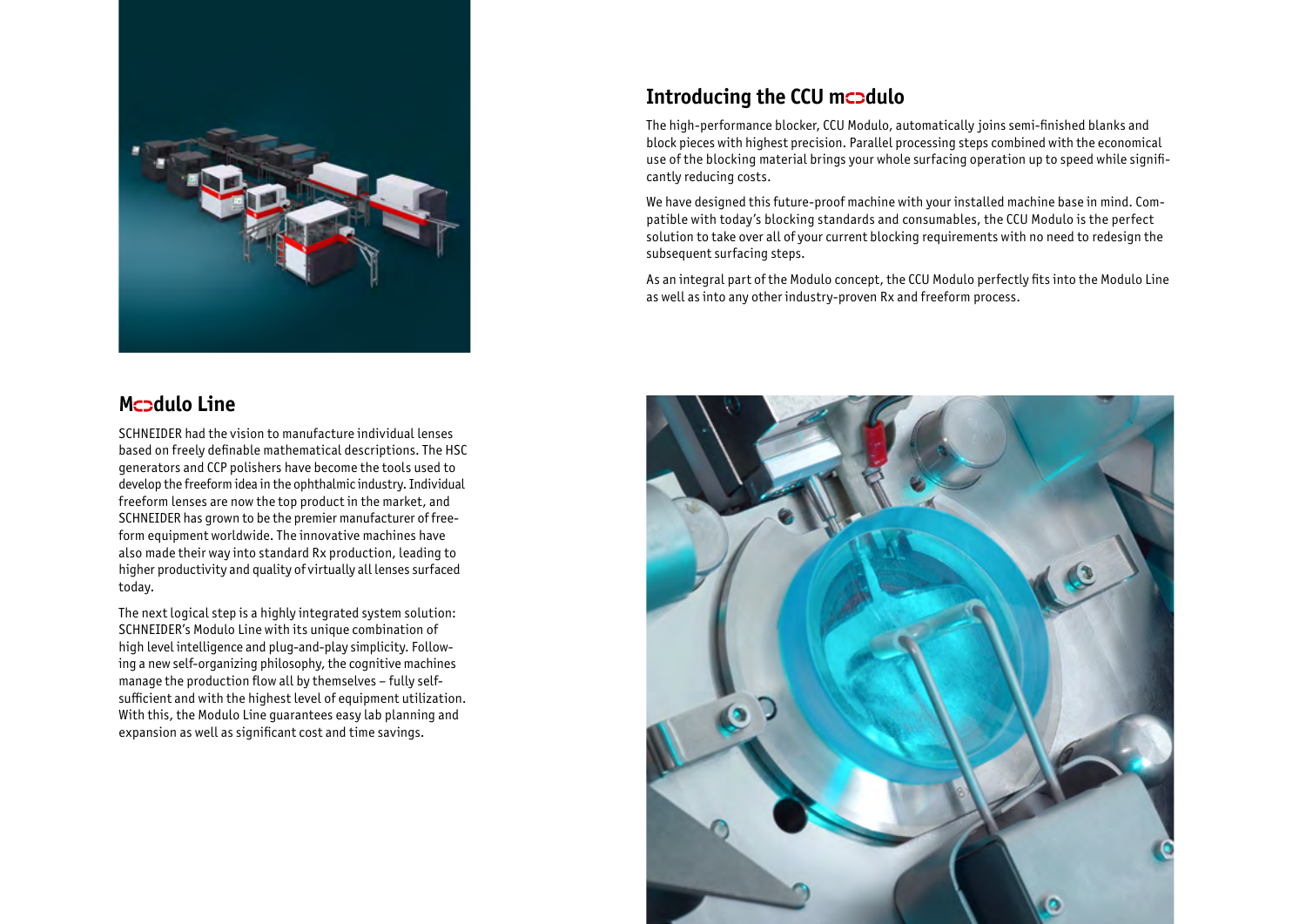## Introducing the CCU modulo

The high-performance blocker, CCU Modulo, automatically joins semi-finished blanks and block pieces with highest precision. Parallel processing steps combined with the economical use of the blocking material brings your whole surfacing operation up to speed while significantly reducing costs.

We have designed this future-proof machine with your installed machine base in mind. Compatible with today's blocking standards and consumables, the CCU Modulo is the perfect solution to take over all of your current blocking requirements with no need to redesign the subsequent surfacing steps.

As an integral part of the Modulo concept, the CCU Modulo perfectly fits into the Modulo Line as well as into any other industry-proven Rx and freeform process.

## Modulo Line

SCHNEIDER had the vision to manufacture individual lenses based on freely definable mathematical descriptions. The HSC generators and CCP polishers have become the tools used to develop the freeform idea in the ophthalmic industry. Individual freeform lenses are now the top product in the market, and SCHNEIDER has grown to be the premier manufacturer of freeform equipment worldwide. The innovative machines have also made their way into standard Rx production, leading to higher productivity and quality of virtually all lenses surfaced today.

The next logical step is a highly integrated system solution: SCHNEIDER's Modulo Line with its unique combination of high level intelligence and plug-and-play simplicity. Following a new self-organizing philosophy, the cognitive machines manage the production flow all by themselves – fully self-sufficient and with the highest level of equipment utilization. With this, the Modulo Line guarantees easy lab planning and expansion as well as significant cost and time savings.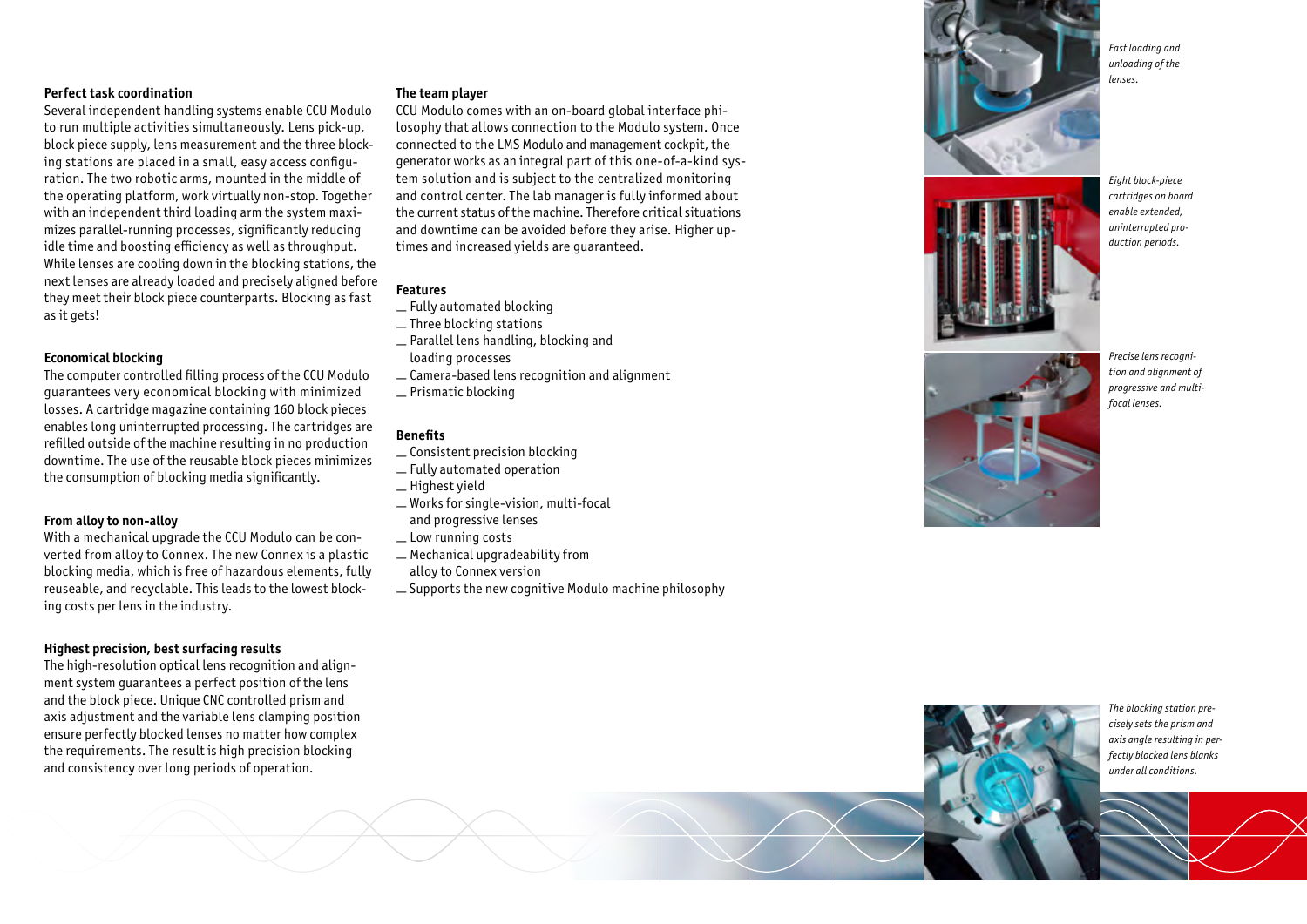### Perfect task coordination

Several independent handling systems enable CCU Modulo to run multiple activities simultaneously. Lens pick-up, block piece supply, lens measurement and the three blocking stations are placed in a small, easy access configuration. The two robotic arms, mounted in the middle of the operating platform, work virtually non-stop. Together with an independent third loading arm the system maximizes parallel-running processes, significantly reducing idle time and boosting efficiency as well as throughput. While lenses are cooling down in the blocking stations, the next lenses are already loaded and precisely aligned before they meet their block piece counterparts. Blocking as fast as it gets!

### Economical blocking

The computer controlled filling process of the CCU Modulo guarantees very economical blocking with minimized losses. A cartridge magazine containing 160 block pieces enables long uninterrupted processing. The cartridges are refilled outside of the machine resulting in no production downtime. The use of the reusable block pieces minimizes the consumption of blocking media significantly.

### From alloy to non-alloy

With a mechanical upgrade the CCU Modulo can be converted from alloy to Connex. The new Connex is a plastic blocking media, which is free of hazardous elements, fully reuseable, and recyclable. This leads to the lowest blocking costs per lens in the industry.

### Highest precision, best surfacing results

The high-resolution optical lens recognition and alignment system guarantees a perfect position of the lens and the block piece. Unique CNC controlled prism and axis adjustment and the variable lens clamping position ensure perfectly blocked lenses no matter how complex the requirements. The result is high precision blocking and consistency over long periods of operation.

### The team player

CCU Modulo comes with an on-board global interface philosophy that allows connection to the Modulo system. Once connected to the LMS Modulo and management cockpit, the generator works as an integral part of this one-of-a-kind system solution and is subject to the centralized monitoring and control center. The lab manager is fully informed about the current status of the machine. Therefore critical situations and downtime can be avoided before they arise. Higher uptimes and increased yields are guaranteed.

### Features

- Fully automated blocking
- Three blocking stations
- Parallel lens handling, blocking and loading processes
- Camera-based lens recognition and alignment
- Prismatic blocking

### Benefits

- Consistent precision blocking
- Fully automated operation
- Highest yield
- Works for single-vision, multi-focal and progressive lenses
- Low running costs
- Mechanical upgradeability from alloy to Connex version
- Supports the new cognitive Modulo machine philosophy

*Fast loading and unloading of the lenses.*

*Eight block-piece cartridges on board enable extended, uninterrupted production periods.*

*Precise lens recognition and alignment of progressive and multifocal lenses.*

*The blocking station precisely sets the prism and axis angle resulting in perfectly blocked lens blanks under all conditions.*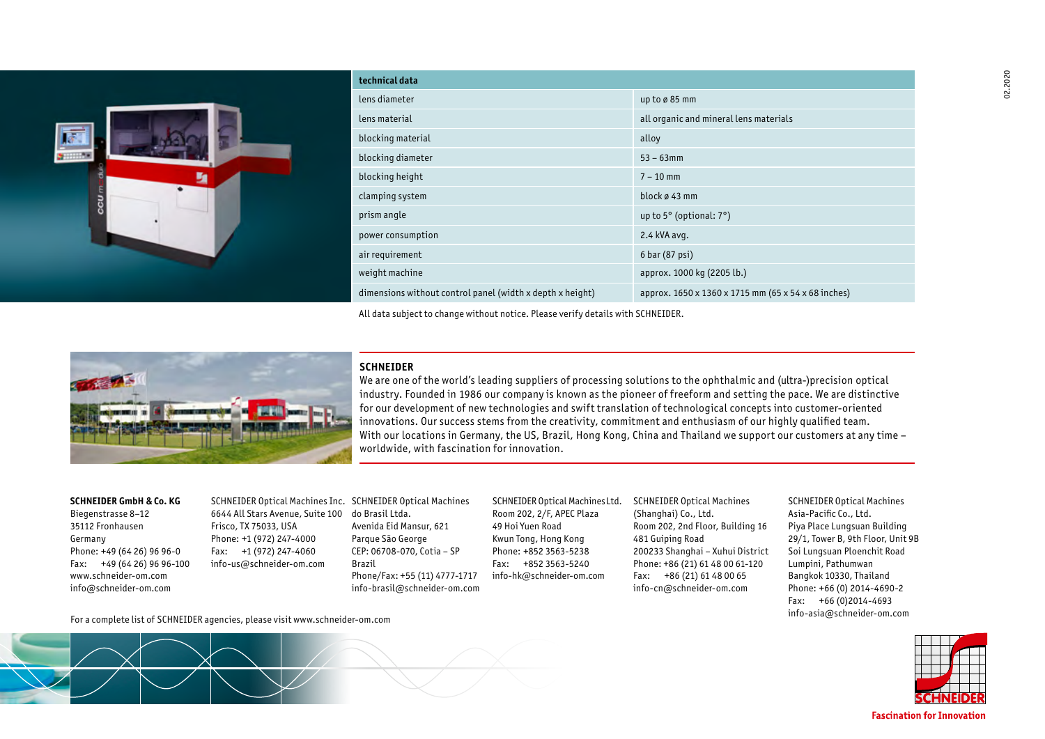| technical data | |
| --- | --- |
| lens diameter | up to ø 85 mm |
| lens material | all organic and mineral lens materials |
| blocking material | alloy |
| blocking diameter | 53 – 63mm |
| blocking height | 7 – 10 mm |
| clamping system | block ø 43 mm |
| prism angle | up to 5° (optional: 7°) |
| power consumption | 2.4 kVA avg. |
| air requirement | 6 bar (87 psi) |
| weight machine | approx. 1000 kg (2205 lb.) |
| dimensions without control panel (width x depth x height) | approx. 1650 x 1360 x 1715 mm (65 x 54 x 68 inches) |

All data subject to change without notice. Please verify details with SCHNEIDER.

**SCHNEIDER**

We are one of the world's leading suppliers of processing solutions to the ophthalmic and (ultra-)precision optical industry. Founded in 1986 our company is known as the pioneer of freeform and setting the pace. We are distinctive for our development of new technologies and swift translation of technological concepts into customer-oriented innovations. Our success stems from the creativity, commitment and enthusiasm of our highly qualified team. With our locations in Germany, the US, Brazil, Hong Kong, China and Thailand we support our customers at any time – worldwide, with fascination for innovation.

**SCHNEIDER GmbH & Co. KG**
Biegenstrasse 8–12
35112 Fronhausen
Germany
Phone: +49 (64 26) 96 96-0
Fax: +49 (64 26) 96 96-100
www.schneider-om.com
info@schneider-om.com

SCHNEIDER Optical Machines Inc.
6644 All Stars Avenue, Suite 100
Frisco, TX 75033, USA
Phone: +1 (972) 247-4000
Fax: +1 (972) 247-4060
info-us@schneider-om.com

SCHNEIDER Optical Machines do Brasil Ltda.
Avenida Eid Mansur, 621
Parque São George
CEP: 06708-070, Cotia – SP
Brazil
Phone/Fax: +55 (11) 4777-1717
info-brasil@schneider-om.com

SCHNEIDER Optical Machines Ltd.
Room 202, 2/F, APEC Plaza
49 Hoi Yuen Road
Kwun Tong, Hong Kong
Phone: +852 3563-5238
Fax: +852 3563-5240
info-hk@schneider-om.com

SCHNEIDER Optical Machines (Shanghai) Co., Ltd.
Room 202, 2nd Floor, Building 16
481 Guiping Road
200233 Shanghai – Xuhui District
Phone: +86 (21) 61 48 00 61-120
Fax: +86 (21) 61 48 00 65
info-cn@schneider-om.com

SCHNEIDER Optical Machines Asia-Pacific Co., Ltd.
Piya Place Lungsuan Building
29/1, Tower B, 9th Floor, Unit 9B
Soi Lungsuan Ploenchit Road
Lumpini, Pathumwan
Bangkok 10330, Thailand
Phone: +66 (0) 2014-4690-2
Fax: +66 (0)2014-4693
info-asia@schneider-om.com

For a complete list of SCHNEIDER agencies, please visit www.schneider-om.com

SCHNEIDER
Fascination for Innovation

02.2020